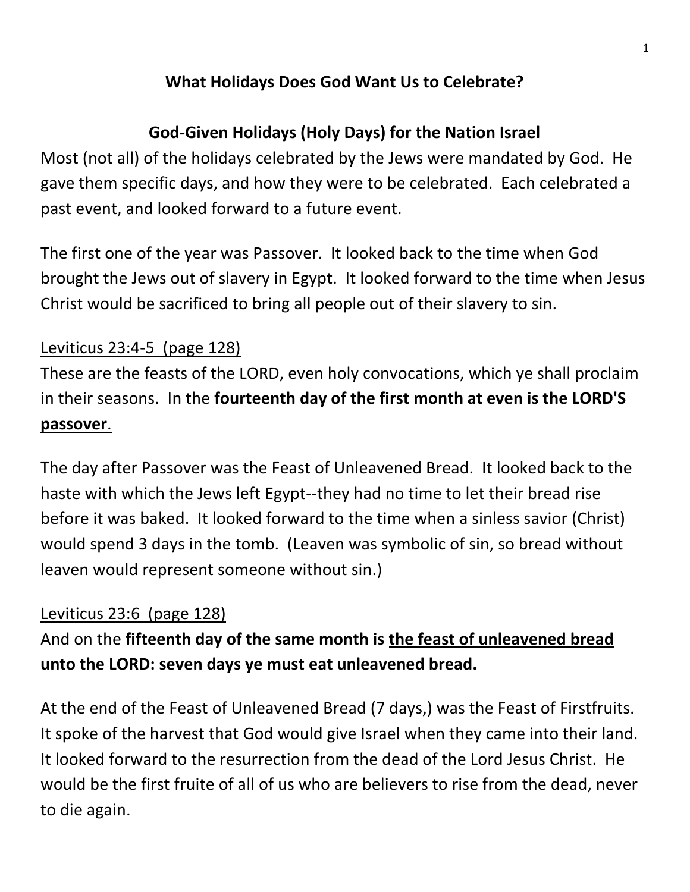## What Holidays Does God Want Us to Celebrate?

## God-Given Holidays (Holy Days) for the Nation Israel

Most (not all) of the holidays celebrated by the Jews were mandated by God. He gave them specific days, and how they were to be celebrated. Each celebrated a past event, and looked forward to a future event.

The first one of the year was Passover. It looked back to the time when God brought the Jews out of slavery in Egypt. It looked forward to the time when Jesus Christ would be sacrificed to bring all people out of their slavery to sin.

<u>Leviticus 23:4-5 (page 128)</u>

These are the feasts of the LORD, even holy convocations, which ye shall proclaim in their seasons. In the **fourteenth day of the first month at even is the LORD'S <u>passover</u>**.

The day after Passover was the Feast of Unleavened Bread. It looked back to the haste with which the Jews left Egypt--they had no time to let their bread rise before it was baked. It looked forward to the time when a sinless savior (Christ) would spend 3 days in the tomb. (Leaven was symbolic of sin, so bread without leaven would represent someone without sin.)

<u>Leviticus 23:6 (page 128)</u>

And on the **fifteenth day of the same month is <u>the feast of unleavened bread</u> unto the LORD: seven days ye must eat unleavened bread.**

At the end of the Feast of Unleavened Bread (7 days,) was the Feast of Firstfruits. It spoke of the harvest that God would give Israel when they came into their land. It looked forward to the resurrection from the dead of the Lord Jesus Christ. He would be the first fruite of all of us who are believers to rise from the dead, never to die again.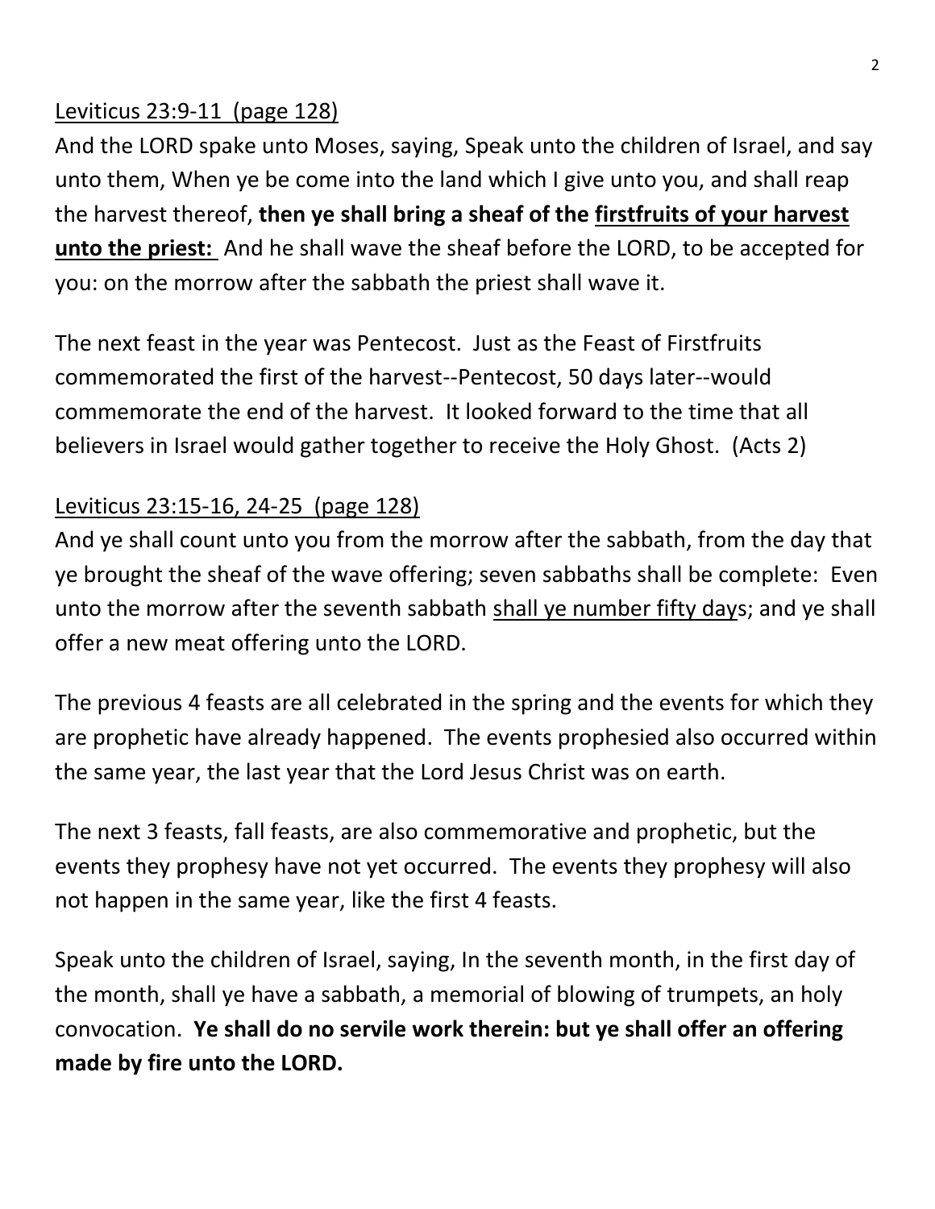<u>Leviticus 23:9-11 (page 128)</u>

And the LORD spake unto Moses, saying, Speak unto the children of Israel, and say unto them, When ye be come into the land which I give unto you, and shall reap the harvest thereof, **then ye shall bring a sheaf of the <u>firstfruits of your harvest unto the priest:</u>** And he shall wave the sheaf before the LORD, to be accepted for you: on the morrow after the sabbath the priest shall wave it.

The next feast in the year was Pentecost. Just as the Feast of Firstfruits commemorated the first of the harvest--Pentecost, 50 days later--would commemorate the end of the harvest. It looked forward to the time that all believers in Israel would gather together to receive the Holy Ghost. (Acts 2)

<u>Leviticus 23:15-16, 24-25 (page 128)</u>

And ye shall count unto you from the morrow after the sabbath, from the day that ye brought the sheaf of the wave offering; seven sabbaths shall be complete: Even unto the morrow after the seventh sabbath <u>shall ye number fifty day</u>s; and ye shall offer a new meat offering unto the LORD.

The previous 4 feasts are all celebrated in the spring and the events for which they are prophetic have already happened. The events prophesied also occurred within the same year, the last year that the Lord Jesus Christ was on earth.

The next 3 feasts, fall feasts, are also commemorative and prophetic, but the events they prophesy have not yet occurred. The events they prophesy will also not happen in the same year, like the first 4 feasts.

Speak unto the children of Israel, saying, In the seventh month, in the first day of the month, shall ye have a sabbath, a memorial of blowing of trumpets, an holy convocation. **Ye shall do no servile work therein: but ye shall offer an offering made by fire unto the LORD.**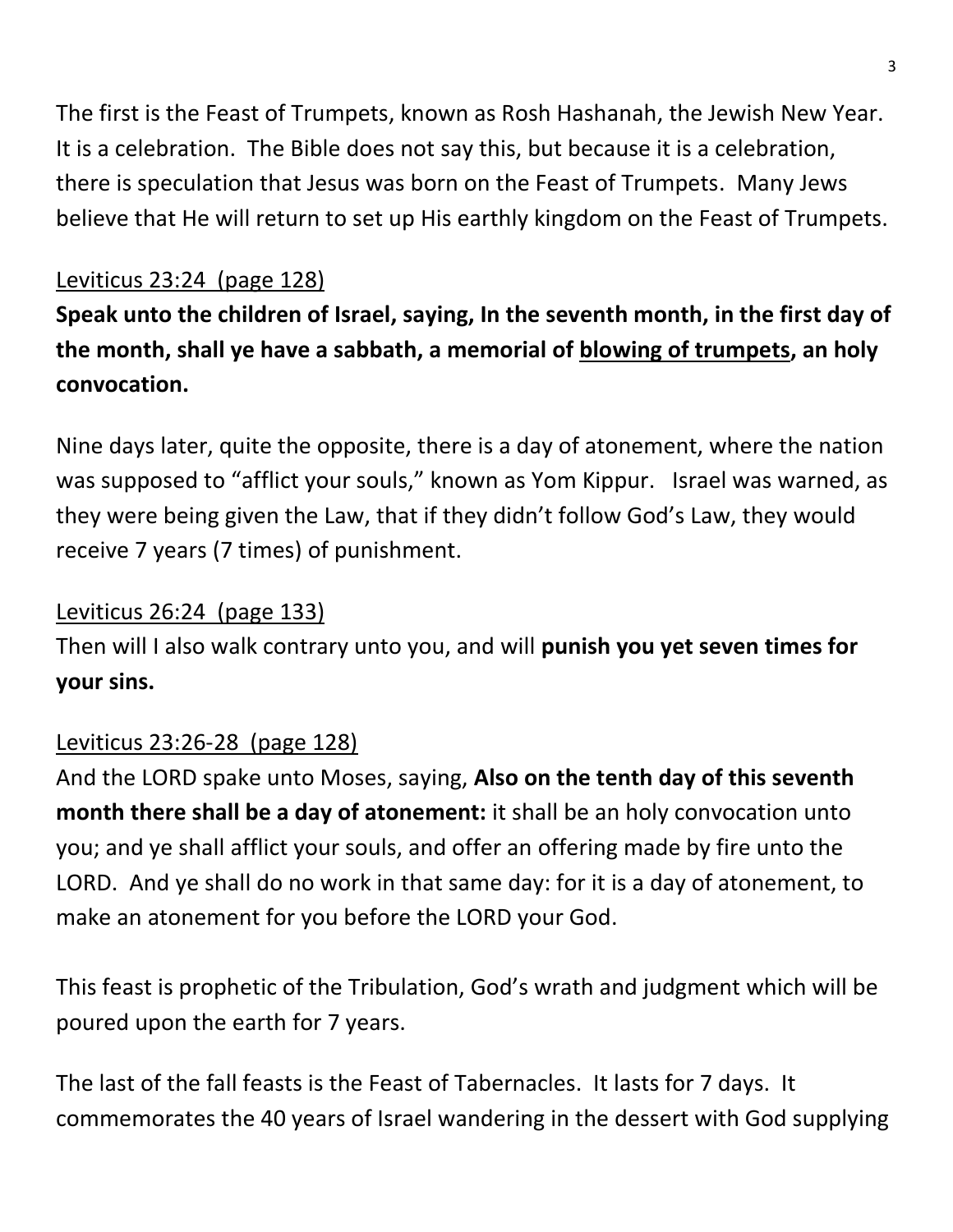The first is the Feast of Trumpets, known as Rosh Hashanah, the Jewish New Year. It is a celebration. The Bible does not say this, but because it is a celebration, there is speculation that Jesus was born on the Feast of Trumpets. Many Jews believe that He will return to set up His earthly kingdom on the Feast of Trumpets.

<u>Leviticus 23:24 (page 128)</u>

**Speak unto the children of Israel, saying, In the seventh month, in the first day of the month, shall ye have a sabbath, a memorial of <u>blowing of trumpets</u>, an holy convocation.**

Nine days later, quite the opposite, there is a day of atonement, where the nation was supposed to "afflict your souls," known as Yom Kippur. Israel was warned, as they were being given the Law, that if they didn't follow God's Law, they would receive 7 years (7 times) of punishment.

<u>Leviticus 26:24 (page 133)</u>

Then will I also walk contrary unto you, and will **punish you yet seven times for your sins.**

<u>Leviticus 23:26-28 (page 128)</u>

And the LORD spake unto Moses, saying, **Also on the tenth day of this seventh month there shall be a day of atonement:** it shall be an holy convocation unto you; and ye shall afflict your souls, and offer an offering made by fire unto the LORD. And ye shall do no work in that same day: for it is a day of atonement, to make an atonement for you before the LORD your God.

This feast is prophetic of the Tribulation, God's wrath and judgment which will be poured upon the earth for 7 years.

The last of the fall feasts is the Feast of Tabernacles. It lasts for 7 days. It commemorates the 40 years of Israel wandering in the dessert with God supplying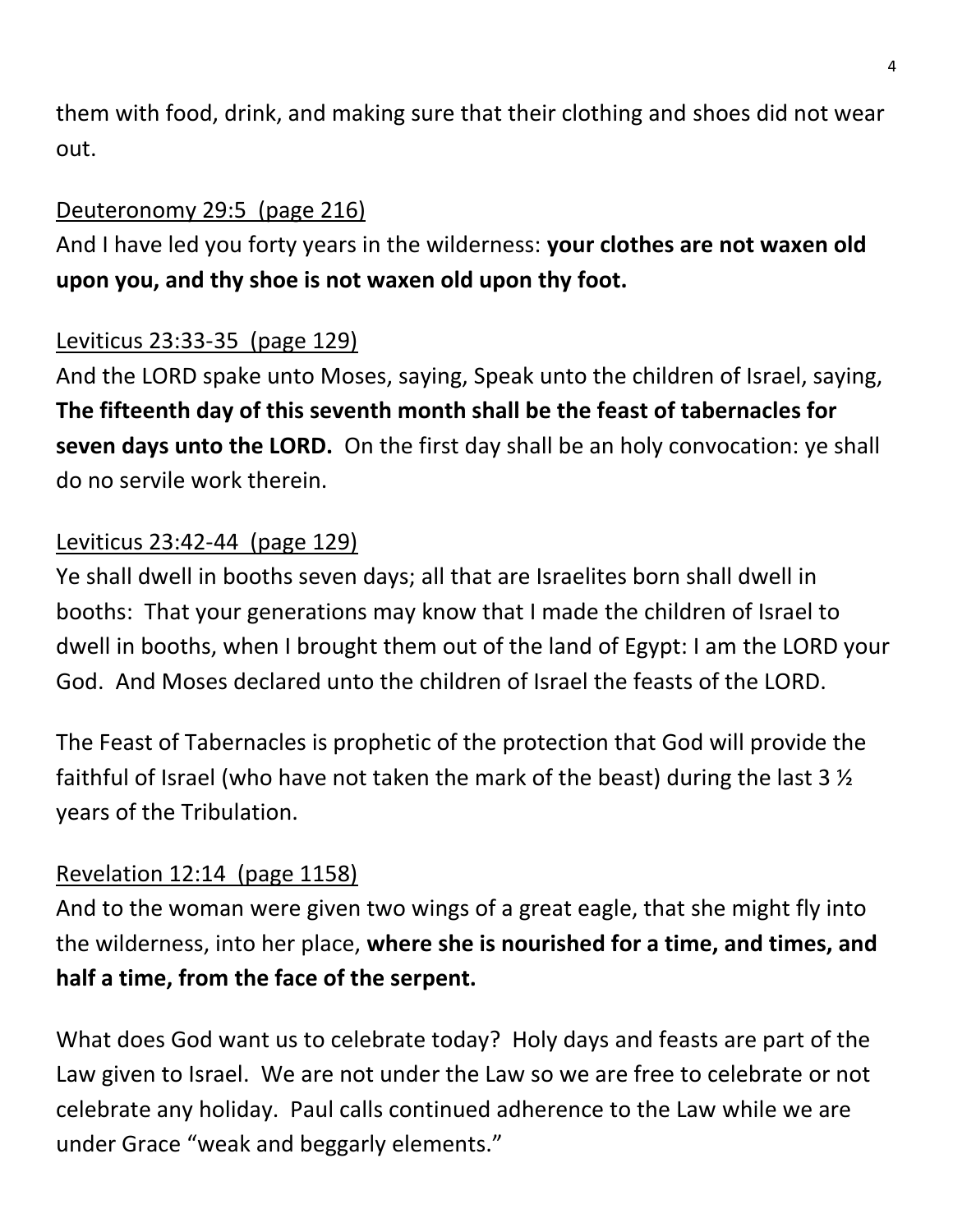them with food, drink, and making sure that their clothing and shoes did not wear out.

<u>Deuteronomy 29:5 (page 216)</u>

And I have led you forty years in the wilderness: **your clothes are not waxen old upon you, and thy shoe is not waxen old upon thy foot.**

<u>Leviticus 23:33-35 (page 129)</u>

And the LORD spake unto Moses, saying, Speak unto the children of Israel, saying, **The fifteenth day of this seventh month shall be the feast of tabernacles for seven days unto the LORD.** On the first day shall be an holy convocation: ye shall do no servile work therein.

<u>Leviticus 23:42-44 (page 129)</u>

Ye shall dwell in booths seven days; all that are Israelites born shall dwell in booths: That your generations may know that I made the children of Israel to dwell in booths, when I brought them out of the land of Egypt: I am the LORD your God. And Moses declared unto the children of Israel the feasts of the LORD.

The Feast of Tabernacles is prophetic of the protection that God will provide the faithful of Israel (who have not taken the mark of the beast) during the last 3 ½ years of the Tribulation.

<u>Revelation 12:14 (page 1158)</u>

And to the woman were given two wings of a great eagle, that she might fly into the wilderness, into her place, **where she is nourished for a time, and times, and half a time, from the face of the serpent.**

What does God want us to celebrate today? Holy days and feasts are part of the Law given to Israel. We are not under the Law so we are free to celebrate or not celebrate any holiday. Paul calls continued adherence to the Law while we are under Grace "weak and beggarly elements."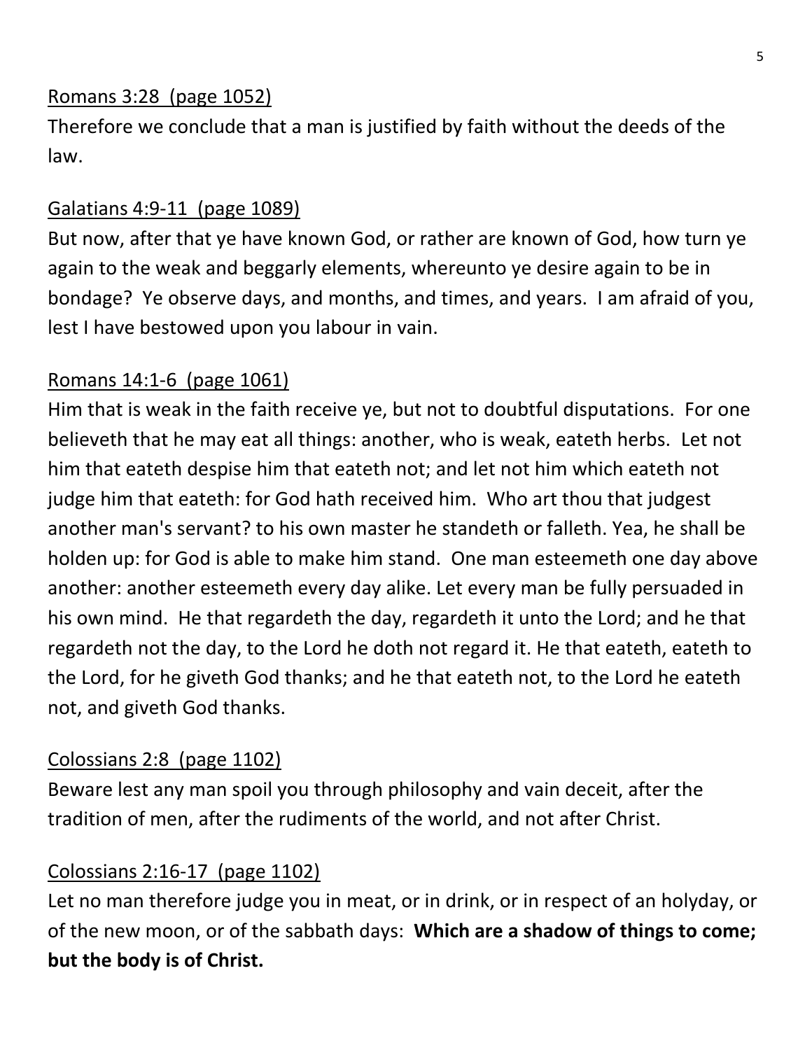<u>Romans 3:28 (page 1052)</u>

Therefore we conclude that a man is justified by faith without the deeds of the law.

<u>Galatians 4:9-11 (page 1089)</u>

But now, after that ye have known God, or rather are known of God, how turn ye again to the weak and beggarly elements, whereunto ye desire again to be in bondage? Ye observe days, and months, and times, and years. I am afraid of you, lest I have bestowed upon you labour in vain.

<u>Romans 14:1-6 (page 1061)</u>

Him that is weak in the faith receive ye, but not to doubtful disputations. For one believeth that he may eat all things: another, who is weak, eateth herbs. Let not him that eateth despise him that eateth not; and let not him which eateth not judge him that eateth: for God hath received him. Who art thou that judgest another man's servant? to his own master he standeth or falleth. Yea, he shall be holden up: for God is able to make him stand. One man esteemeth one day above another: another esteemeth every day alike. Let every man be fully persuaded in his own mind. He that regardeth the day, regardeth it unto the Lord; and he that regardeth not the day, to the Lord he doth not regard it. He that eateth, eateth to the Lord, for he giveth God thanks; and he that eateth not, to the Lord he eateth not, and giveth God thanks.

<u>Colossians 2:8 (page 1102)</u>

Beware lest any man spoil you through philosophy and vain deceit, after the tradition of men, after the rudiments of the world, and not after Christ.

<u>Colossians 2:16-17 (page 1102)</u>

Let no man therefore judge you in meat, or in drink, or in respect of an holyday, or of the new moon, or of the sabbath days: **Which are a shadow of things to come; but the body is of Christ.**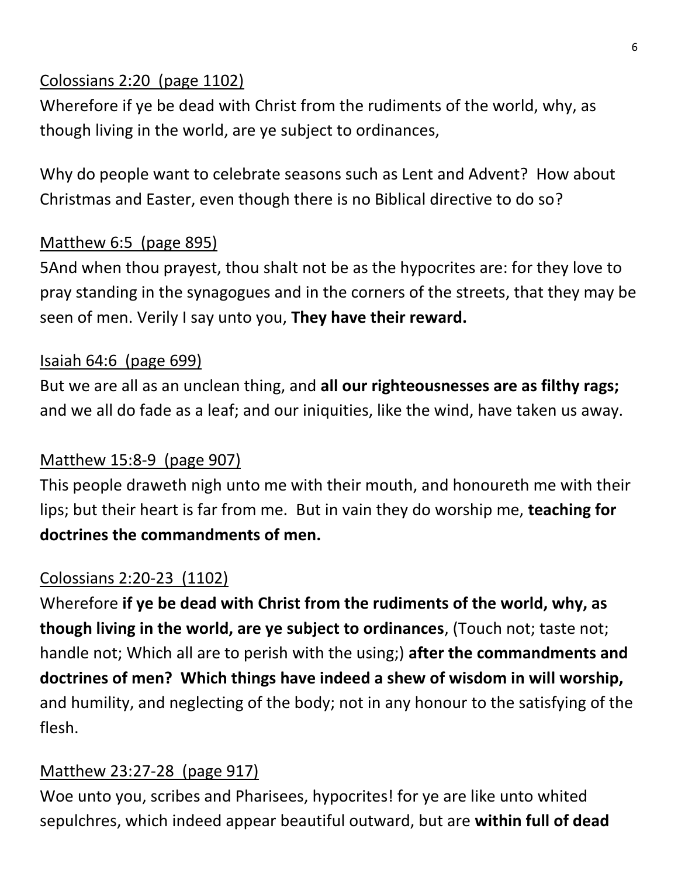<u>Colossians 2:20 (page 1102)</u>

Wherefore if ye be dead with Christ from the rudiments of the world, why, as though living in the world, are ye subject to ordinances,

Why do people want to celebrate seasons such as Lent and Advent? How about Christmas and Easter, even though there is no Biblical directive to do so?

<u>Matthew 6:5 (page 895)</u>

5And when thou prayest, thou shalt not be as the hypocrites are: for they love to pray standing in the synagogues and in the corners of the streets, that they may be seen of men. Verily I say unto you, **They have their reward.**

<u>Isaiah 64:6 (page 699)</u>

But we are all as an unclean thing, and **all our righteousnesses are as filthy rags;** and we all do fade as a leaf; and our iniquities, like the wind, have taken us away.

<u>Matthew 15:8-9 (page 907)</u>

This people draweth nigh unto me with their mouth, and honoureth me with their lips; but their heart is far from me. But in vain they do worship me, **teaching for doctrines the commandments of men.**

<u>Colossians 2:20-23 (1102)</u>

Wherefore **if ye be dead with Christ from the rudiments of the world, why, as though living in the world, are ye subject to ordinances**, (Touch not; taste not; handle not; Which all are to perish with the using;) **after the commandments and doctrines of men? Which things have indeed a shew of wisdom in will worship,** and humility, and neglecting of the body; not in any honour to the satisfying of the flesh.

<u>Matthew 23:27-28 (page 917)</u>

Woe unto you, scribes and Pharisees, hypocrites! for ye are like unto whited sepulchres, which indeed appear beautiful outward, but are **within full of dead**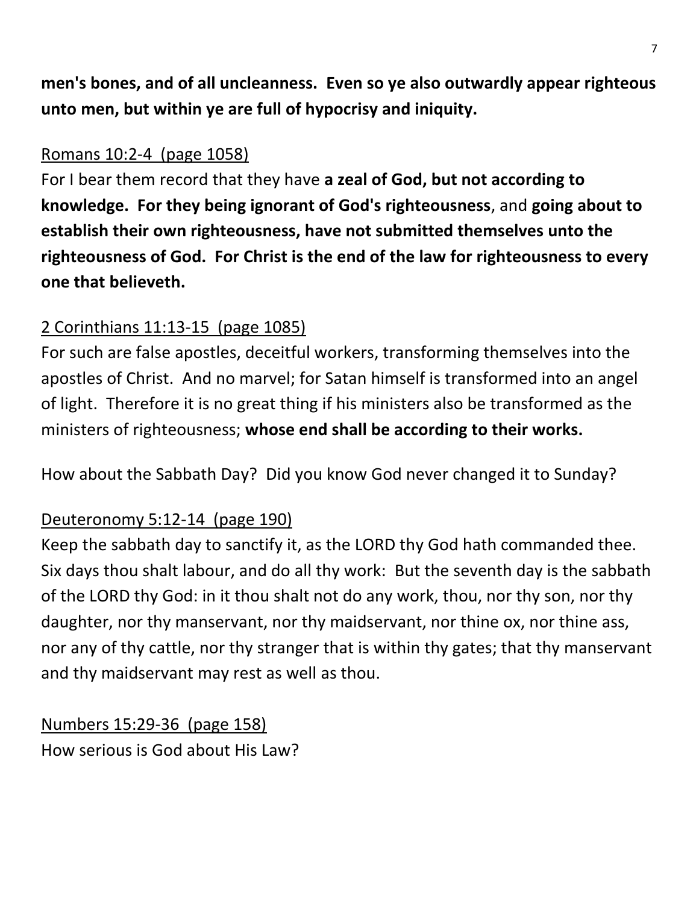**men's bones, and of all uncleanness. Even so ye also outwardly appear righteous unto men, but within ye are full of hypocrisy and iniquity.**

<u>Romans 10:2-4 (page 1058)</u>

For I bear them record that they have **a zeal of God, but not according to knowledge. For they being ignorant of God's righteousness**, and **going about to establish their own righteousness, have not submitted themselves unto the righteousness of God. For Christ is the end of the law for righteousness to every one that believeth.**

<u>2 Corinthians 11:13-15 (page 1085)</u>

For such are false apostles, deceitful workers, transforming themselves into the apostles of Christ. And no marvel; for Satan himself is transformed into an angel of light. Therefore it is no great thing if his ministers also be transformed as the ministers of righteousness; **whose end shall be according to their works.**

How about the Sabbath Day? Did you know God never changed it to Sunday?

<u>Deuteronomy 5:12-14 (page 190)</u>

Keep the sabbath day to sanctify it, as the LORD thy God hath commanded thee. Six days thou shalt labour, and do all thy work: But the seventh day is the sabbath of the LORD thy God: in it thou shalt not do any work, thou, nor thy son, nor thy daughter, nor thy manservant, nor thy maidservant, nor thine ox, nor thine ass, nor any of thy cattle, nor thy stranger that is within thy gates; that thy manservant and thy maidservant may rest as well as thou.

<u>Numbers 15:29-36 (page 158)</u>

How serious is God about His Law?